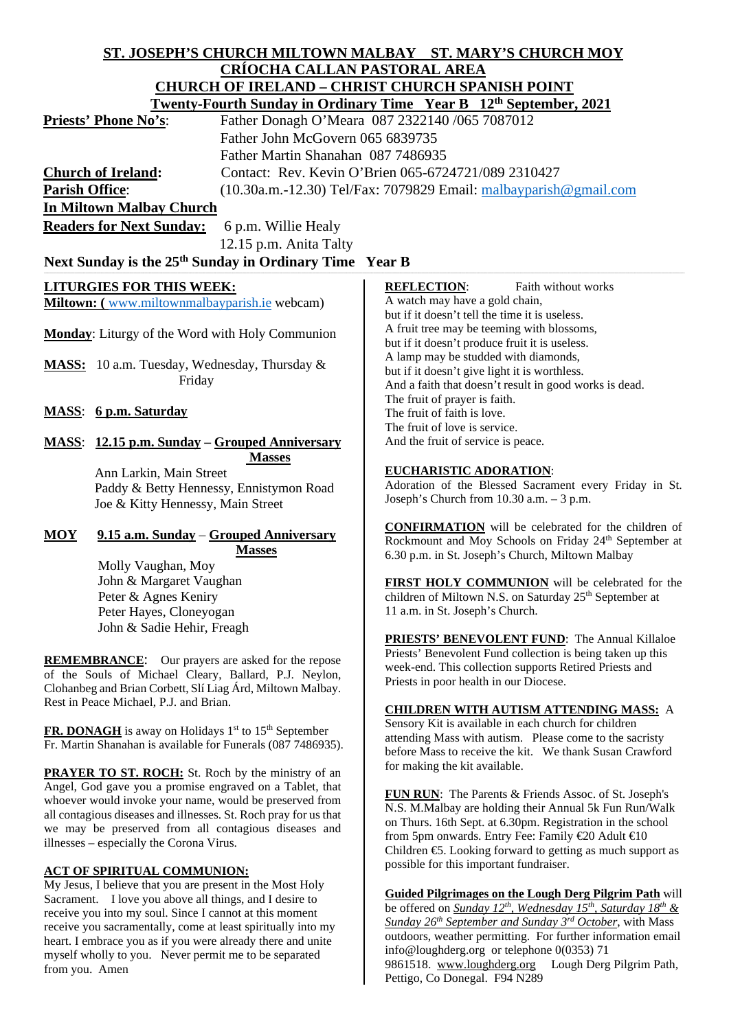# ST. JOSEPH'S CHURCH MILTOWN MALBAY ST. MARY'S CHURCH MOY

## CRÍOCHA CALLAN PASTORAL AREA

## CHURCH OF IRELAND – CHRIST CHURCH SPANISH POINT

### Twenty-Fourth Sunday in Ordinary Time Year B 12th September, 2021

**Priests' Phone No's**: Father Donagh O'Meara 087 2322140 /065 7087012
Father John McGovern 065 6839735
Father Martin Shanahan 087 7486935

**Church of Ireland**: Contact: Rev. Kevin O'Brien 065-6724721/089 2310427

**Parish Office**: (10.30a.m.-12.30) Tel/Fax: 7079829 Email: malbayparish@gmail.com

**In Miltown Malbay Church**

**Readers for Next Sunday:** 6 p.m. Willie Healy
12.15 p.m. Anita Talty

**Next Sunday is the 25th Sunday in Ordinary Time Year B**

**LITURGIES FOR THIS WEEK:**

**Miltown: (** www.miltownmalbayparish.ie webcam)

**Monday**: Liturgy of the Word with Holy Communion

**MASS:** 10 a.m. Tuesday, Wednesday, Thursday & Friday

**MASS**: **6 p.m. Saturday**

**MASS**: **12.15 p.m. Sunday – Grouped Anniversary Masses**

Ann Larkin, Main Street
Paddy & Betty Hennessy, Ennistymon Road
Joe & Kitty Hennessy, Main Street

**MOY** **9.15 a.m. Sunday – Grouped Anniversary Masses**

Molly Vaughan, Moy
John & Margaret Vaughan
Peter & Agnes Keniry
Peter Hayes, Cloneyogan
John & Sadie Hehir, Freagh

**REMEMBRANCE**: Our prayers are asked for the repose of the Souls of Michael Cleary, Ballard, P.J. Neylon, Clohanbeg and Brian Corbett, Slí Liag Árd, Miltown Malbay. Rest in Peace Michael, P.J. and Brian.

**FR. DONAGH** is away on Holidays 1st to 15th September Fr. Martin Shanahan is available for Funerals (087 7486935).

**PRAYER TO ST. ROCH:** St. Roch by the ministry of an Angel, God gave you a promise engraved on a Tablet, that whoever would invoke your name, would be preserved from all contagious diseases and illnesses. St. Roch pray for us that we may be preserved from all contagious diseases and illnesses – especially the Corona Virus.

**ACT OF SPIRITUAL COMMUNION:**
My Jesus, I believe that you are present in the Most Holy Sacrament. I love you above all things, and I desire to receive you into my soul. Since I cannot at this moment receive you sacramentally, come at least spiritually into my heart. I embrace you as if you were already there and unite myself wholly to you. Never permit me to be separated from you. Amen

**REFLECTION**: Faith without works

A watch may have a gold chain,
but if it doesn't tell the time it is useless.
A fruit tree may be teeming with blossoms,
but if it doesn't produce fruit it is useless.
A lamp may be studded with diamonds,
but if it doesn't give light it is worthless.
And a faith that doesn't result in good works is dead.
The fruit of prayer is faith.
The fruit of faith is love.
The fruit of love is service.
And the fruit of service is peace.

**EUCHARISTIC ADORATION**:
Adoration of the Blessed Sacrament every Friday in St. Joseph's Church from 10.30 a.m. – 3 p.m.

**CONFIRMATION** will be celebrated for the children of Rockmount and Moy Schools on Friday 24th September at 6.30 p.m. in St. Joseph's Church, Miltown Malbay

**FIRST HOLY COMMUNION** will be celebrated for the children of Miltown N.S. on Saturday 25th September at 11 a.m. in St. Joseph's Church.

**PRIESTS' BENEVOLENT FUND**: The Annual Killaloe Priests' Benevolent Fund collection is being taken up this week-end. This collection supports Retired Priests and Priests in poor health in our Diocese.

**CHILDREN WITH AUTISM ATTENDING MASS:** A Sensory Kit is available in each church for children attending Mass with autism. Please come to the sacristy before Mass to receive the kit. We thank Susan Crawford for making the kit available.

**FUN RUN**: The Parents & Friends Assoc. of St. Joseph's N.S. M.Malbay are holding their Annual 5k Fun Run/Walk on Thurs. 16th Sept. at 6.30pm. Registration in the school from 5pm onwards. Entry Fee: Family €20 Adult €10 Children €5. Looking forward to getting as much support as possible for this important fundraiser.

**Guided Pilgrimages on the Lough Derg Pilgrim Path** will be offered on *Sunday 12th, Wednesday 15th, Saturday 18th & Sunday 26th September and Sunday 3rd October*, with Mass outdoors, weather permitting. For further information email info@loughderg.org or telephone 0(0353) 71 9861518. www.loughderg.org Lough Derg Pilgrim Path, Pettigo, Co Donegal. F94 N289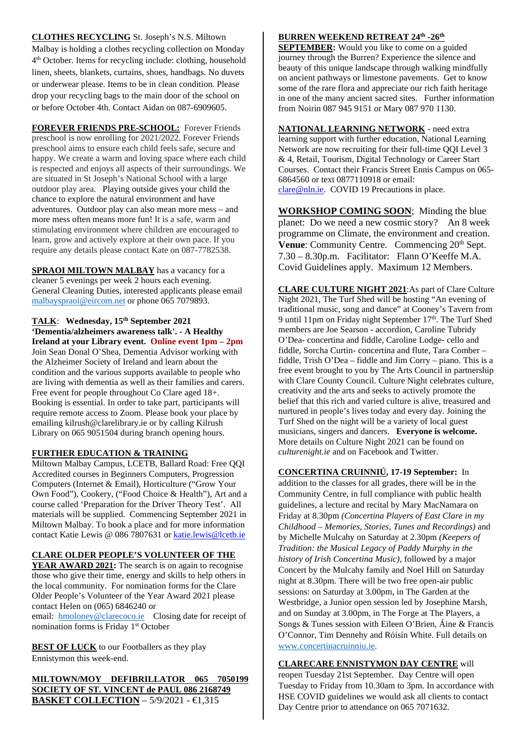**CLOTHES RECYCLING** St. Joseph's N.S. Miltown Malbay is holding a clothes recycling collection on Monday 4th October. Items for recycling include: clothing, household linen, sheets, blankets, curtains, shoes, handbags. No duvets or underwear please. Items to be in clean condition. Please drop your recycling bags to the main door of the school on or before October 4th. Contact Aidan on 087-6909605.

**FOREVER FRIENDS PRE-SCHOOL:** Forever Friends preschool is now enrolling for 2021/2022. Forever Friends preschool aims to ensure each child feels safe, secure and happy. We create a warm and loving space where each child is respected and enjoys all aspects of their surroundings. We are situated in St Joseph's National School with a large outdoor play area. Playing outside gives your child the chance to explore the natural environment and have adventures. Outdoor play can also mean more mess – and more mess often means more fun! It is a safe, warm and stimulating environment where children are encouraged to learn, grow and actively explore at their own pace. If you require any details please contact Kate on 087-7782538.

**SPRAOI MILTOWN MALBAY** has a vacancy for a cleaner 5 evenings per week 2 hours each evening. General Cleaning Duties, interested applicants please email malbaysproai@eircom.net or phone 065 7079893.

**TALK**: **Wednesday, 15th September 2021**
**'Dementia/alzheimers awareness talk'. - A Healthy Ireland at your Library event. Online event 1pm – 2pm**
Join Sean Donal O'Shea, Dementia Advisor working with the Alzheimer Society of Ireland and learn about the condition and the various supports available to people who are living with dementia as well as their families and carers. Free event for people throughout Co Clare aged 18+. Booking is essential. In order to take part, participants will require remote access to Zoom. Please book your place by emailing kilrush@clarelibrary.ie or by calling Kilrush Library on 065 9051504 during branch opening hours.

**FURTHER EDUCATION & TRAINING**
Miltown Malbay Campus, LCETB, Ballard Road: Free QQI Accredited courses in Beginners Computers, Progression Computers (Internet & Email), Horticulture ("Grow Your Own Food"), Cookery, ("Food Choice & Health"), Art and a course called 'Preparation for the Driver Theory Test'. All materials will be supplied. Commencing September 2021 in Miltown Malbay. To book a place and for more information contact Katie Lewis @ 086 7807631 or katie.lewis@lcetb.ie

**CLARE OLDER PEOPLE'S VOLUNTEER OF THE YEAR AWARD 2021:** The search is on again to recognise those who give their time, energy and skills to help others in the local community. For nomination forms for the Clare Older People's Volunteer of the Year Award 2021 please contact Helen on (065) 6846240 or email: hmoloney@clarecoco.ie Closing date for receipt of nomination forms is Friday 1st October

**BEST OF LUCK** to our Footballers as they play Ennistymon this week-end.

**MILTOWN/MOY DEFIBRILLATOR 065 7050199**
**SOCIETY OF ST. VINCENT de PAUL 086 2168749**
**BASKET COLLECTION** – 5/9/2021 - €1,315

**BURREN WEEKEND RETREAT 24th -26th SEPTEMBER:** Would you like to come on a guided journey through the Burren? Experience the silence and beauty of this unique landscape through walking mindfully on ancient pathways or limestone pavements. Get to know some of the rare flora and appreciate our rich faith heritage in one of the many ancient sacred sites. Further information from Noirin 087 945 9151 or Mary 087 970 1130.

**NATIONAL LEARNING NETWORK** - need extra learning support with further education, National Learning Network are now recruiting for their full-time QQI Level 3 & 4, Retail, Tourism, Digital Technology or Career Start Courses. Contact their Francis Street Ennis Campus on 065-6864560 or text 0877110918 or email: clare@nln.ie. COVID 19 Precautions in place.

**WORKSHOP COMING SOON**; Minding the blue planet: Do we need a new cosmic story? An 8 week programme on Climate, the environment and creation. **Venue**: Community Centre. Commencing 20th Sept. 7.30 – 8.30p.m. Facilitator: Flann O'Keeffe M.A. Covid Guidelines apply. Maximum 12 Members.

**CLARE CULTURE NIGHT 2021**:As part of Clare Culture Night 2021, The Turf Shed will be hosting "An evening of traditional music, song and dance" at Cooney's Tavern from 9 until 11pm on Friday night September 17th. The Turf Shed members are Joe Searson - accordion, Caroline Tubridy O'Dea- concertina and fiddle, Caroline Lodge- cello and fiddle, Sorcha Curtin- concertina and flute, Tara Comber – fiddle, Trish O'Dea – fiddle and Jim Corry – piano. This is a free event brought to you by The Arts Council in partnership with Clare County Council. Culture Night celebrates culture, creativity and the arts and seeks to actively promote the belief that this rich and varied culture is alive, treasured and nurtured in people's lives today and every day. Joining the Turf Shed on the night will be a variety of local guest musicians, singers and dancers. **Everyone is welcome.** More details on Culture Night 2021 can be found on *culturenight.ie* and on Facebook and Twitter.

**CONCERTINA CRUINNIÚ, 17-19 September:** In addition to the classes for all grades, there will be in the Community Centre, in full compliance with public health guidelines, a lecture and recital by Mary MacNamara on Friday at 8.30pm *(Concertina Players of East Clare in my Childhood – Memories, Stories, Tunes and Recordings)* and by Michelle Mulcahy on Saturday at 2.30pm *(Keepers of Tradition: the Musical Legacy of Paddy Murphy in the history of Irish Concertina Music)*, followed by a major Concert by the Mulcahy family and Noel Hill on Saturday night at 8.30pm. There will be two free open-air public sessions: on Saturday at 3.00pm, in The Garden at the Westbridge, a Junior open session led by Josephine Marsh, and on Sunday at 3.00pm, in The Forge at The Players, a Songs & Tunes session with Eileen O'Brien, Áine & Francis O'Connor, Tim Dennehy and Róisín White. Full details on www.concertinacruinniu.ie.

**CLARECARE ENNISTYMON DAY CENTRE** will reopen Tuesday 21st September. Day Centre will open Tuesday to Friday from 10.30am to 3pm. In accordance with HSE COVID guidelines we would ask all clients to contact Day Centre prior to attendance on 065 7071632.